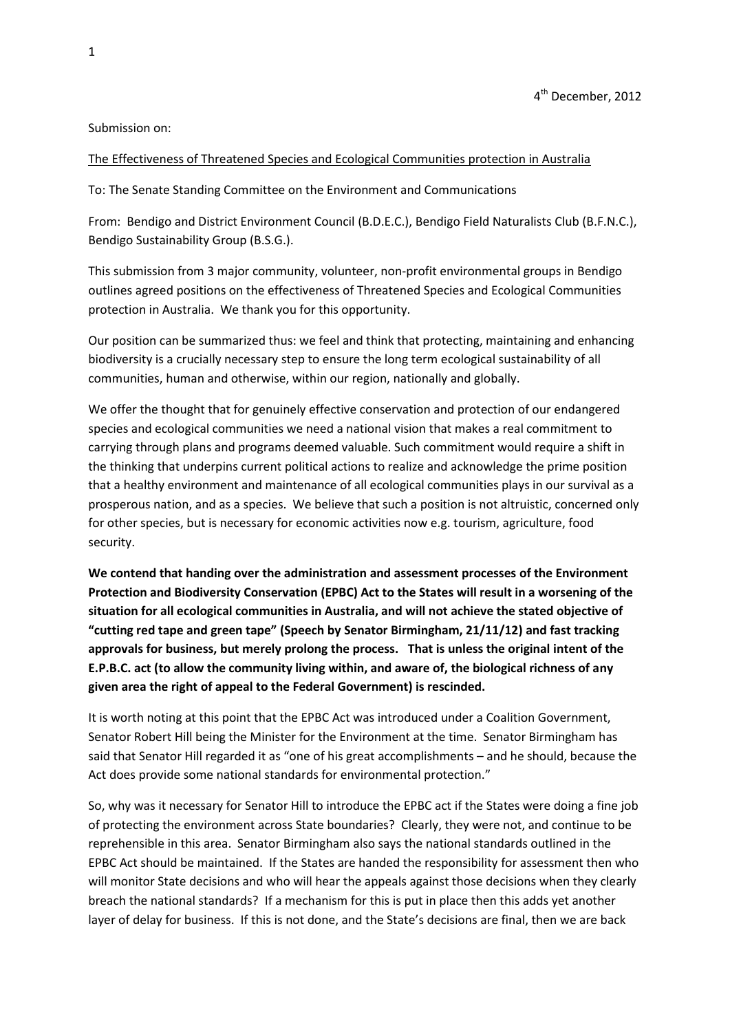4th December, 2012

Submission on:

The Effectiveness of Threatened Species and Ecological Communities protection in Australia

To: The Senate Standing Committee on the Environment and Communications

From: Bendigo and District Environment Council (B.D.E.C.), Bendigo Field Naturalists Club (B.F.N.C.), Bendigo Sustainability Group (B.S.G.).

This submission from 3 major community, volunteer, non-profit environmental groups in Bendigo outlines agreed positions on the effectiveness of Threatened Species and Ecological Communities protection in Australia. We thank you for this opportunity.

Our position can be summarized thus: we feel and think that protecting, maintaining and enhancing biodiversity is a crucially necessary step to ensure the long term ecological sustainability of all communities, human and otherwise, within our region, nationally and globally.

We offer the thought that for genuinely effective conservation and protection of our endangered species and ecological communities we need a national vision that makes a real commitment to carrying through plans and programs deemed valuable. Such commitment would require a shift in the thinking that underpins current political actions to realize and acknowledge the prime position that a healthy environment and maintenance of all ecological communities plays in our survival as a prosperous nation, and as a species. We believe that such a position is not altruistic, concerned only for other species, but is necessary for economic activities now e.g. tourism, agriculture, food security.

**We contend that handing over the administration and assessment processes of the Environment Protection and Biodiversity Conservation (EPBC) Act to the States will result in a worsening of the situation for all ecological communities in Australia, and will not achieve the stated objective of "cutting red tape and green tape" (Speech by Senator Birmingham, 21/11/12) and fast tracking approvals for business, but merely prolong the process. That is unless the original intent of the E.P.B.C. act (to allow the community living within, and aware of, the biological richness of any given area the right of appeal to the Federal Government) is rescinded.**

It is worth noting at this point that the EPBC Act was introduced under a Coalition Government, Senator Robert Hill being the Minister for the Environment at the time. Senator Birmingham has said that Senator Hill regarded it as "one of his great accomplishments – and he should, because the Act does provide some national standards for environmental protection."

So, why was it necessary for Senator Hill to introduce the EPBC act if the States were doing a fine job of protecting the environment across State boundaries? Clearly, they were not, and continue to be reprehensible in this area. Senator Birmingham also says the national standards outlined in the EPBC Act should be maintained. If the States are handed the responsibility for assessment then who will monitor State decisions and who will hear the appeals against those decisions when they clearly breach the national standards? If a mechanism for this is put in place then this adds yet another layer of delay for business. If this is not done, and the State's decisions are final, then we are back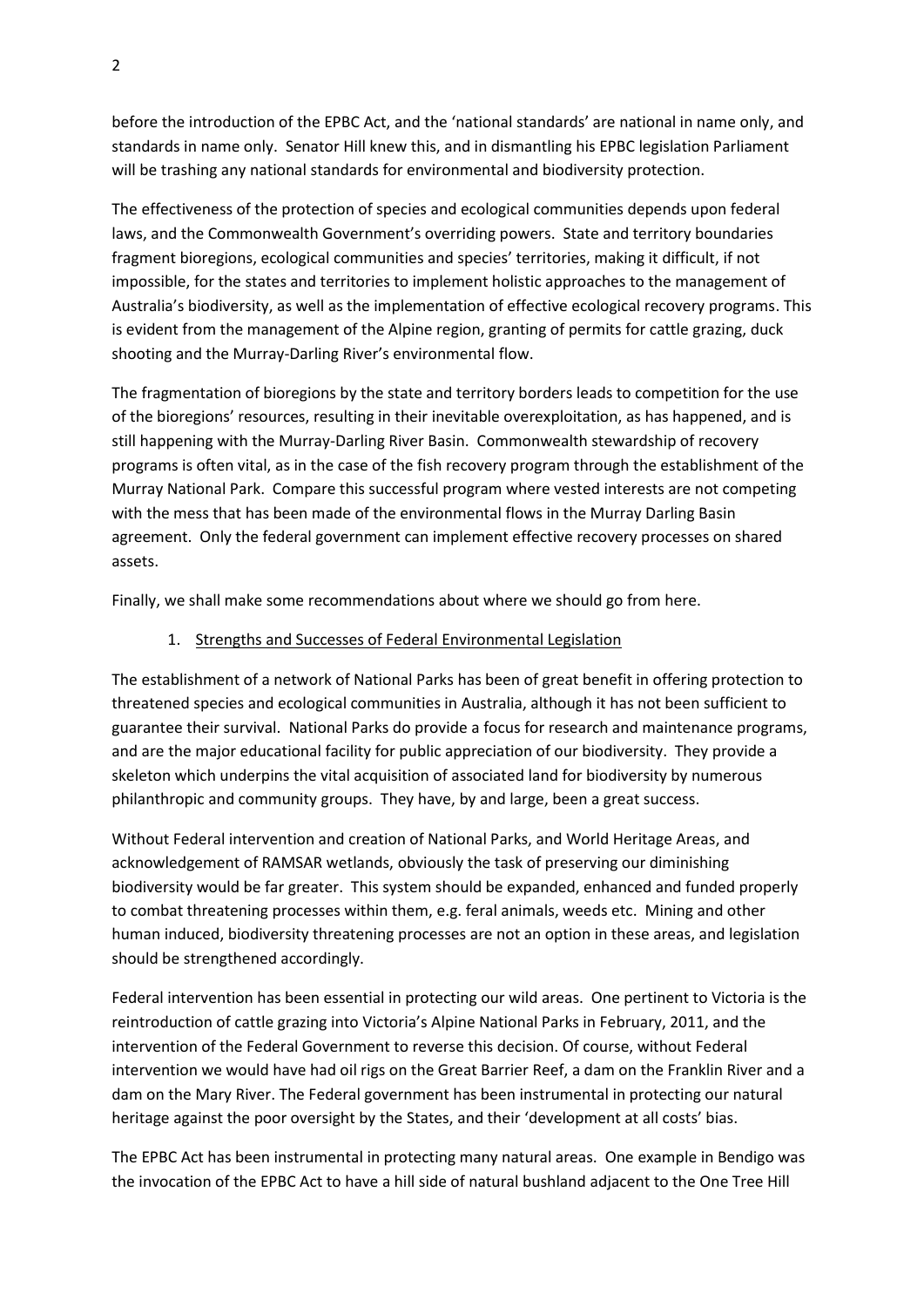before the introduction of the EPBC Act, and the 'national standards' are national in name only, and standards in name only. Senator Hill knew this, and in dismantling his EPBC legislation Parliament will be trashing any national standards for environmental and biodiversity protection.

The effectiveness of the protection of species and ecological communities depends upon federal laws, and the Commonwealth Government's overriding powers. State and territory boundaries fragment bioregions, ecological communities and species' territories, making it difficult, if not impossible, for the states and territories to implement holistic approaches to the management of Australia's biodiversity, as well as the implementation of effective ecological recovery programs. This is evident from the management of the Alpine region, granting of permits for cattle grazing, duck shooting and the Murray-Darling River's environmental flow.

The fragmentation of bioregions by the state and territory borders leads to competition for the use of the bioregions' resources, resulting in their inevitable overexploitation, as has happened, and is still happening with the Murray-Darling River Basin. Commonwealth stewardship of recovery programs is often vital, as in the case of the fish recovery program through the establishment of the Murray National Park. Compare this successful program where vested interests are not competing with the mess that has been made of the environmental flows in the Murray Darling Basin agreement. Only the federal government can implement effective recovery processes on shared assets.

Finally, we shall make some recommendations about where we should go from here.

1. <u>Strengths and Successes of Federal Environmental Legislation</u>

The establishment of a network of National Parks has been of great benefit in offering protection to threatened species and ecological communities in Australia, although it has not been sufficient to guarantee their survival. National Parks do provide a focus for research and maintenance programs, and are the major educational facility for public appreciation of our biodiversity. They provide a skeleton which underpins the vital acquisition of associated land for biodiversity by numerous philanthropic and community groups. They have, by and large, been a great success.

Without Federal intervention and creation of National Parks, and World Heritage Areas, and acknowledgement of RAMSAR wetlands, obviously the task of preserving our diminishing biodiversity would be far greater. This system should be expanded, enhanced and funded properly to combat threatening processes within them, e.g. feral animals, weeds etc. Mining and other human induced, biodiversity threatening processes are not an option in these areas, and legislation should be strengthened accordingly.

Federal intervention has been essential in protecting our wild areas. One pertinent to Victoria is the reintroduction of cattle grazing into Victoria's Alpine National Parks in February, 2011, and the intervention of the Federal Government to reverse this decision. Of course, without Federal intervention we would have had oil rigs on the Great Barrier Reef, a dam on the Franklin River and a dam on the Mary River. The Federal government has been instrumental in protecting our natural heritage against the poor oversight by the States, and their 'development at all costs' bias.

The EPBC Act has been instrumental in protecting many natural areas. One example in Bendigo was the invocation of the EPBC Act to have a hill side of natural bushland adjacent to the One Tree Hill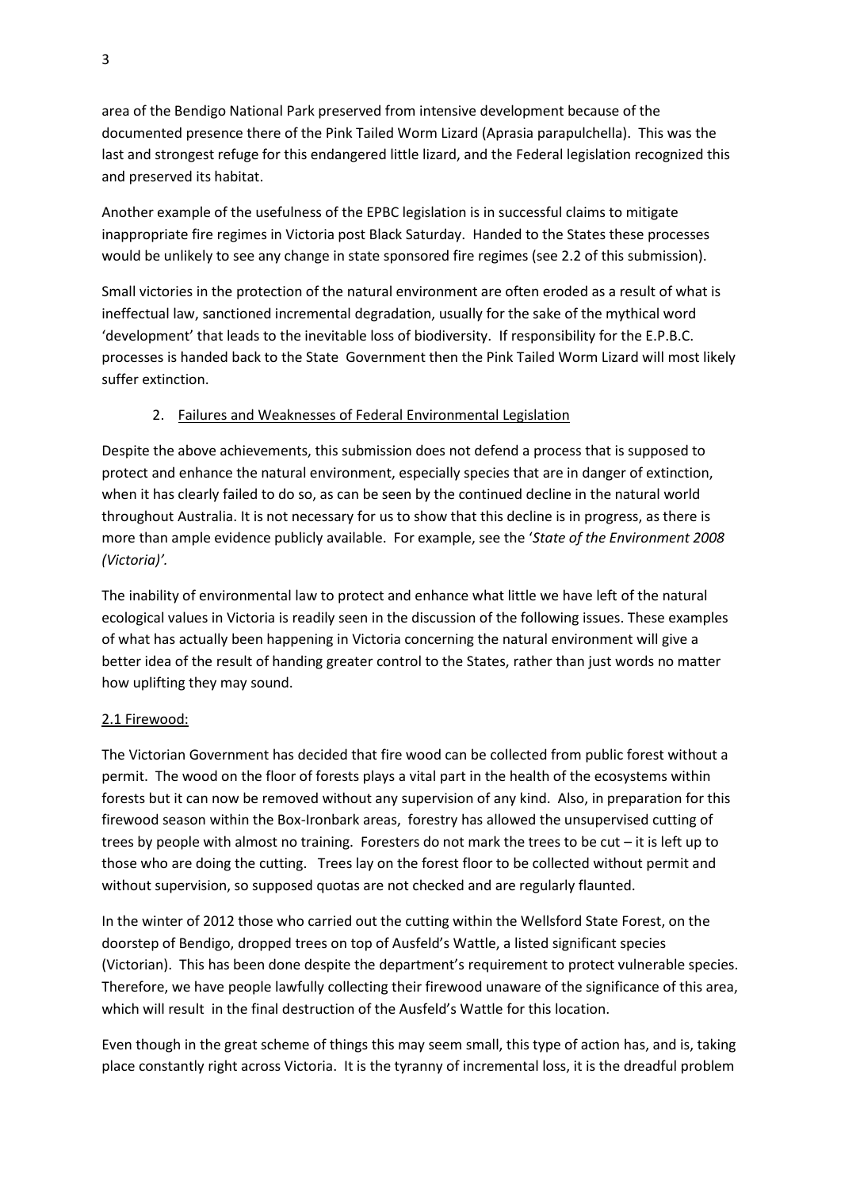area of the Bendigo National Park preserved from intensive development because of the documented presence there of the Pink Tailed Worm Lizard (Aprasia parapulchella). This was the last and strongest refuge for this endangered little lizard, and the Federal legislation recognized this and preserved its habitat.

Another example of the usefulness of the EPBC legislation is in successful claims to mitigate inappropriate fire regimes in Victoria post Black Saturday. Handed to the States these processes would be unlikely to see any change in state sponsored fire regimes (see 2.2 of this submission).

Small victories in the protection of the natural environment are often eroded as a result of what is ineffectual law, sanctioned incremental degradation, usually for the sake of the mythical word 'development' that leads to the inevitable loss of biodiversity. If responsibility for the E.P.B.C. processes is handed back to the State Government then the Pink Tailed Worm Lizard will most likely suffer extinction.

## 2. Failures and Weaknesses of Federal Environmental Legislation

Despite the above achievements, this submission does not defend a process that is supposed to protect and enhance the natural environment, especially species that are in danger of extinction, when it has clearly failed to do so, as can be seen by the continued decline in the natural world throughout Australia. It is not necessary for us to show that this decline is in progress, as there is more than ample evidence publicly available. For example, see the '*State of the Environment 2008 (Victoria)'.*

The inability of environmental law to protect and enhance what little we have left of the natural ecological values in Victoria is readily seen in the discussion of the following issues. These examples of what has actually been happening in Victoria concerning the natural environment will give a better idea of the result of handing greater control to the States, rather than just words no matter how uplifting they may sound.

### 2.1 Firewood:

The Victorian Government has decided that fire wood can be collected from public forest without a permit. The wood on the floor of forests plays a vital part in the health of the ecosystems within forests but it can now be removed without any supervision of any kind. Also, in preparation for this firewood season within the Box-Ironbark areas, forestry has allowed the unsupervised cutting of trees by people with almost no training. Foresters do not mark the trees to be cut – it is left up to those who are doing the cutting. Trees lay on the forest floor to be collected without permit and without supervision, so supposed quotas are not checked and are regularly flaunted.

In the winter of 2012 those who carried out the cutting within the Wellsford State Forest, on the doorstep of Bendigo, dropped trees on top of Ausfeld's Wattle, a listed significant species (Victorian). This has been done despite the department's requirement to protect vulnerable species. Therefore, we have people lawfully collecting their firewood unaware of the significance of this area, which will result in the final destruction of the Ausfeld's Wattle for this location.

Even though in the great scheme of things this may seem small, this type of action has, and is, taking place constantly right across Victoria. It is the tyranny of incremental loss, it is the dreadful problem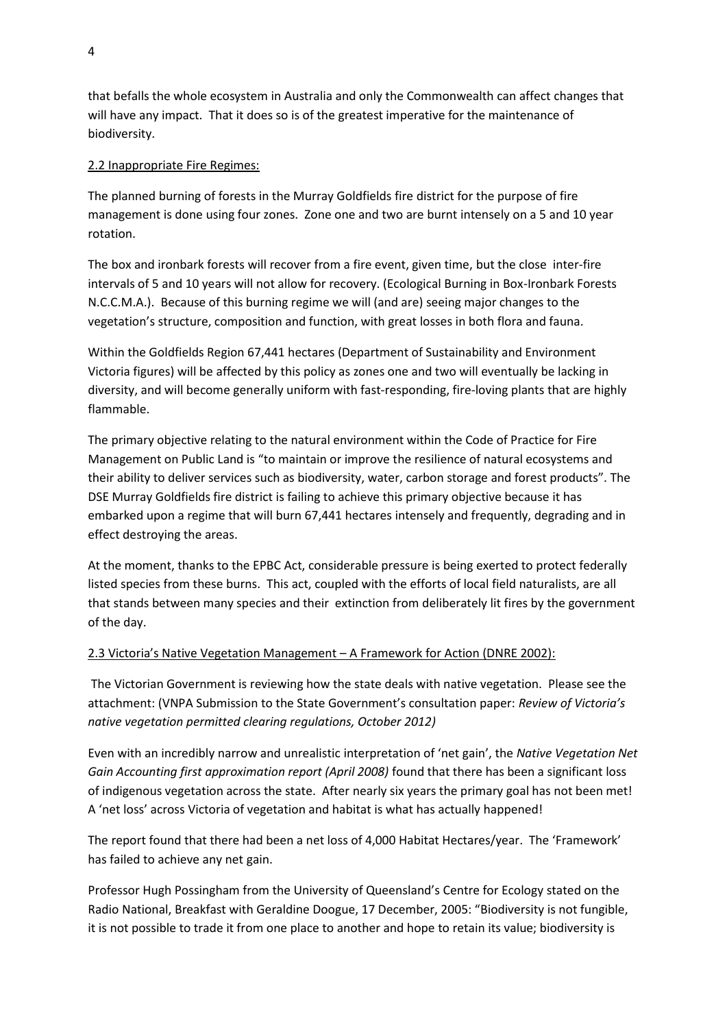that befalls the whole ecosystem in Australia and only the Commonwealth can affect changes that will have any impact. That it does so is of the greatest imperative for the maintenance of biodiversity.

2.2 Inappropriate Fire Regimes:

The planned burning of forests in the Murray Goldfields fire district for the purpose of fire management is done using four zones. Zone one and two are burnt intensely on a 5 and 10 year rotation.

The box and ironbark forests will recover from a fire event, given time, but the close inter-fire intervals of 5 and 10 years will not allow for recovery. (Ecological Burning in Box-Ironbark Forests N.C.C.M.A.). Because of this burning regime we will (and are) seeing major changes to the vegetation's structure, composition and function, with great losses in both flora and fauna.

Within the Goldfields Region 67,441 hectares (Department of Sustainability and Environment Victoria figures) will be affected by this policy as zones one and two will eventually be lacking in diversity, and will become generally uniform with fast-responding, fire-loving plants that are highly flammable.

The primary objective relating to the natural environment within the Code of Practice for Fire Management on Public Land is "to maintain or improve the resilience of natural ecosystems and their ability to deliver services such as biodiversity, water, carbon storage and forest products". The DSE Murray Goldfields fire district is failing to achieve this primary objective because it has embarked upon a regime that will burn 67,441 hectares intensely and frequently, degrading and in effect destroying the areas.

At the moment, thanks to the EPBC Act, considerable pressure is being exerted to protect federally listed species from these burns. This act, coupled with the efforts of local field naturalists, are all that stands between many species and their extinction from deliberately lit fires by the government of the day.

2.3 Victoria's Native Vegetation Management – A Framework for Action (DNRE 2002):

The Victorian Government is reviewing how the state deals with native vegetation. Please see the attachment: (VNPA Submission to the State Government's consultation paper: *Review of Victoria's native vegetation permitted clearing regulations, October 2012)*

Even with an incredibly narrow and unrealistic interpretation of 'net gain', the *Native Vegetation Net Gain Accounting first approximation report (April 2008)* found that there has been a significant loss of indigenous vegetation across the state. After nearly six years the primary goal has not been met! A 'net loss' across Victoria of vegetation and habitat is what has actually happened!

The report found that there had been a net loss of 4,000 Habitat Hectares/year. The 'Framework' has failed to achieve any net gain.

Professor Hugh Possingham from the University of Queensland's Centre for Ecology stated on the Radio National, Breakfast with Geraldine Doogue, 17 December, 2005: "Biodiversity is not fungible, it is not possible to trade it from one place to another and hope to retain its value; biodiversity is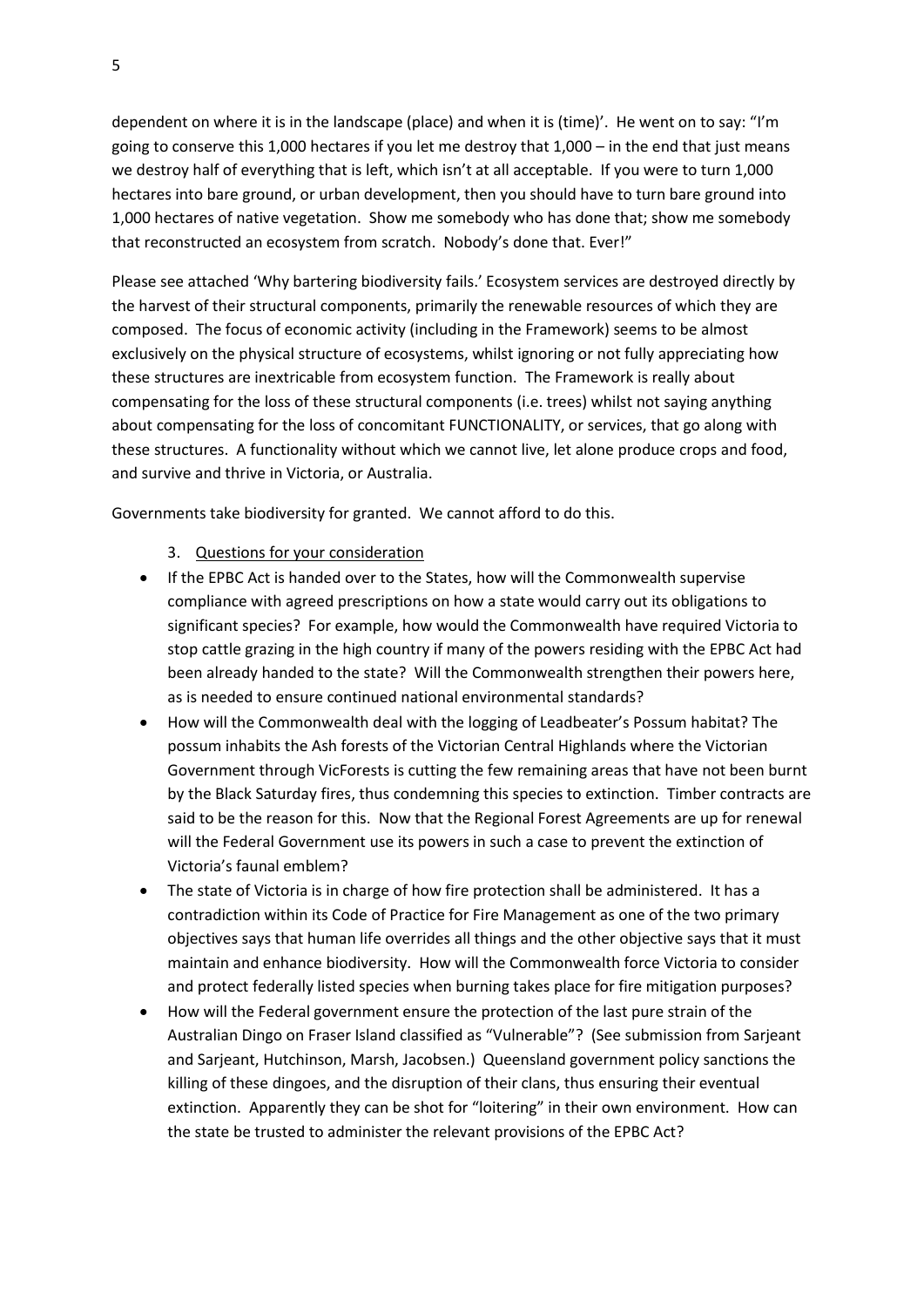dependent on where it is in the landscape (place) and when it is (time)'. He went on to say: "I'm going to conserve this 1,000 hectares if you let me destroy that 1,000 – in the end that just means we destroy half of everything that is left, which isn't at all acceptable. If you were to turn 1,000 hectares into bare ground, or urban development, then you should have to turn bare ground into 1,000 hectares of native vegetation. Show me somebody who has done that; show me somebody that reconstructed an ecosystem from scratch. Nobody's done that. Ever!"

Please see attached 'Why bartering biodiversity fails.' Ecosystem services are destroyed directly by the harvest of their structural components, primarily the renewable resources of which they are composed. The focus of economic activity (including in the Framework) seems to be almost exclusively on the physical structure of ecosystems, whilst ignoring or not fully appreciating how these structures are inextricable from ecosystem function. The Framework is really about compensating for the loss of these structural components (i.e. trees) whilst not saying anything about compensating for the loss of concomitant FUNCTIONALITY, or services, that go along with these structures. A functionality without which we cannot live, let alone produce crops and food, and survive and thrive in Victoria, or Australia.

Governments take biodiversity for granted. We cannot afford to do this.

3. Questions for your consideration

- If the EPBC Act is handed over to the States, how will the Commonwealth supervise compliance with agreed prescriptions on how a state would carry out its obligations to significant species? For example, how would the Commonwealth have required Victoria to stop cattle grazing in the high country if many of the powers residing with the EPBC Act had been already handed to the state? Will the Commonwealth strengthen their powers here, as is needed to ensure continued national environmental standards?
- How will the Commonwealth deal with the logging of Leadbeater's Possum habitat? The possum inhabits the Ash forests of the Victorian Central Highlands where the Victorian Government through VicForests is cutting the few remaining areas that have not been burnt by the Black Saturday fires, thus condemning this species to extinction. Timber contracts are said to be the reason for this. Now that the Regional Forest Agreements are up for renewal will the Federal Government use its powers in such a case to prevent the extinction of Victoria's faunal emblem?
- The state of Victoria is in charge of how fire protection shall be administered. It has a contradiction within its Code of Practice for Fire Management as one of the two primary objectives says that human life overrides all things and the other objective says that it must maintain and enhance biodiversity. How will the Commonwealth force Victoria to consider and protect federally listed species when burning takes place for fire mitigation purposes?
- How will the Federal government ensure the protection of the last pure strain of the Australian Dingo on Fraser Island classified as "Vulnerable"? (See submission from Sarjeant and Sarjeant, Hutchinson, Marsh, Jacobsen.) Queensland government policy sanctions the killing of these dingoes, and the disruption of their clans, thus ensuring their eventual extinction. Apparently they can be shot for "loitering" in their own environment. How can the state be trusted to administer the relevant provisions of the EPBC Act?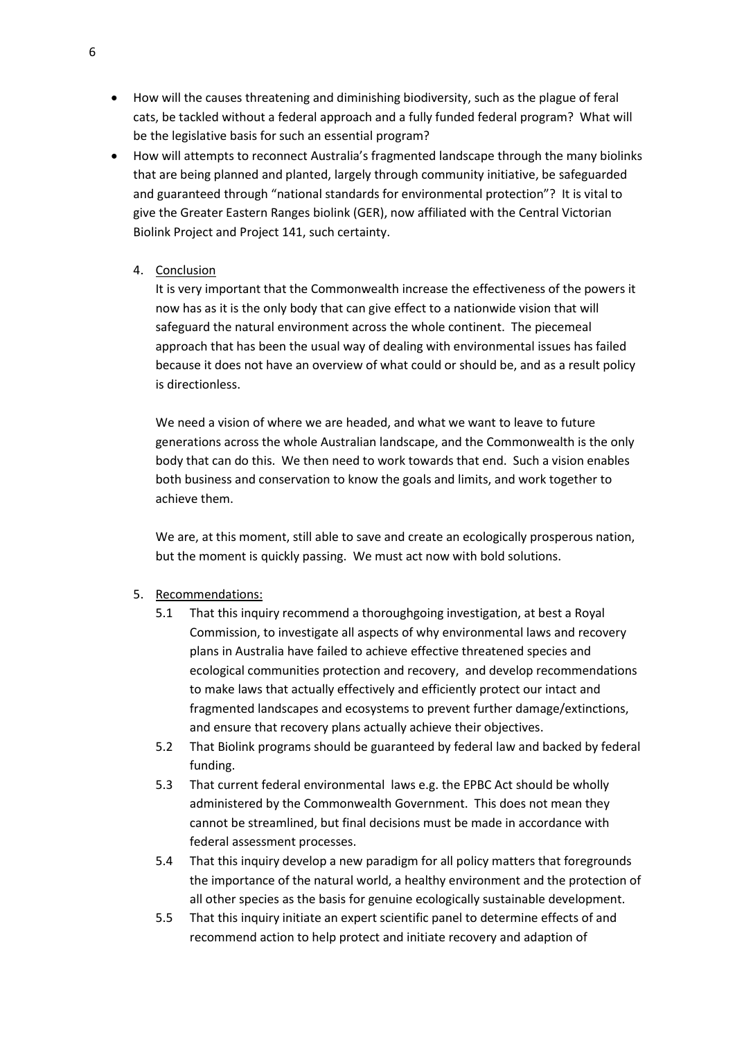- How will the causes threatening and diminishing biodiversity, such as the plague of feral cats, be tackled without a federal approach and a fully funded federal program? What will be the legislative basis for such an essential program?
- How will attempts to reconnect Australia's fragmented landscape through the many biolinks that are being planned and planted, largely through community initiative, be safeguarded and guaranteed through "national standards for environmental protection"? It is vital to give the Greater Eastern Ranges biolink (GER), now affiliated with the Central Victorian Biolink Project and Project 141, such certainty.

4. Conclusion

   It is very important that the Commonwealth increase the effectiveness of the powers it now has as it is the only body that can give effect to a nationwide vision that will safeguard the natural environment across the whole continent. The piecemeal approach that has been the usual way of dealing with environmental issues has failed because it does not have an overview of what could or should be, and as a result policy is directionless.

   We need a vision of where we are headed, and what we want to leave to future generations across the whole Australian landscape, and the Commonwealth is the only body that can do this. We then need to work towards that end. Such a vision enables both business and conservation to know the goals and limits, and work together to achieve them.

   We are, at this moment, still able to save and create an ecologically prosperous nation, but the moment is quickly passing. We must act now with bold solutions.

5. Recommendations:

   5.1 That this inquiry recommend a thoroughgoing investigation, at best a Royal Commission, to investigate all aspects of why environmental laws and recovery plans in Australia have failed to achieve effective threatened species and ecological communities protection and recovery, and develop recommendations to make laws that actually effectively and efficiently protect our intact and fragmented landscapes and ecosystems to prevent further damage/extinctions, and ensure that recovery plans actually achieve their objectives.

   5.2 That Biolink programs should be guaranteed by federal law and backed by federal funding.

   5.3 That current federal environmental laws e.g. the EPBC Act should be wholly administered by the Commonwealth Government. This does not mean they cannot be streamlined, but final decisions must be made in accordance with federal assessment processes.

   5.4 That this inquiry develop a new paradigm for all policy matters that foregrounds the importance of the natural world, a healthy environment and the protection of all other species as the basis for genuine ecologically sustainable development.

   5.5 That this inquiry initiate an expert scientific panel to determine effects of and recommend action to help protect and initiate recovery and adaption of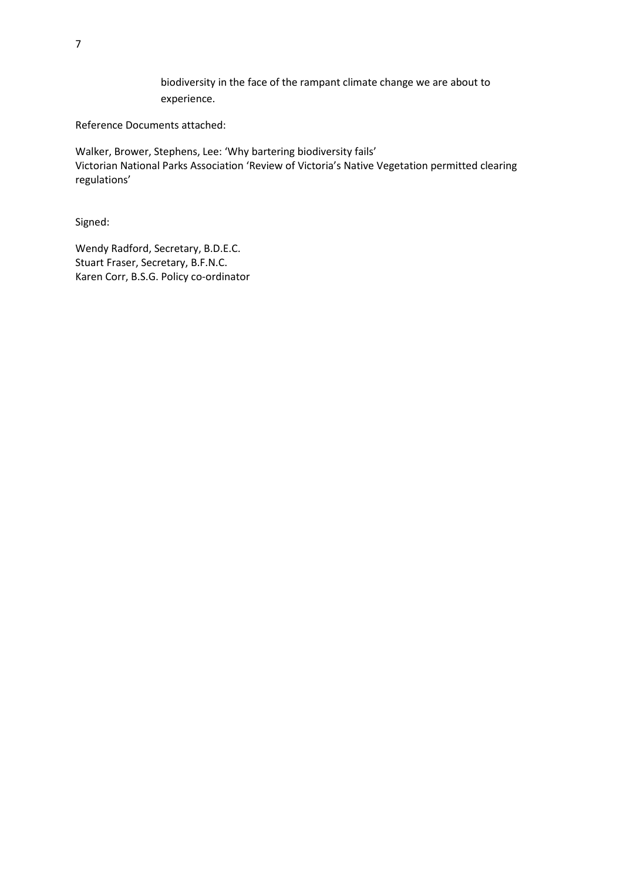biodiversity in the face of the rampant climate change we are about to experience.

Reference Documents attached:

Walker, Brower, Stephens, Lee: 'Why bartering biodiversity fails'
Victorian National Parks Association 'Review of Victoria's Native Vegetation permitted clearing regulations'

Signed:

Wendy Radford, Secretary, B.D.E.C.
Stuart Fraser, Secretary, B.F.N.C.
Karen Corr, B.S.G. Policy co-ordinator